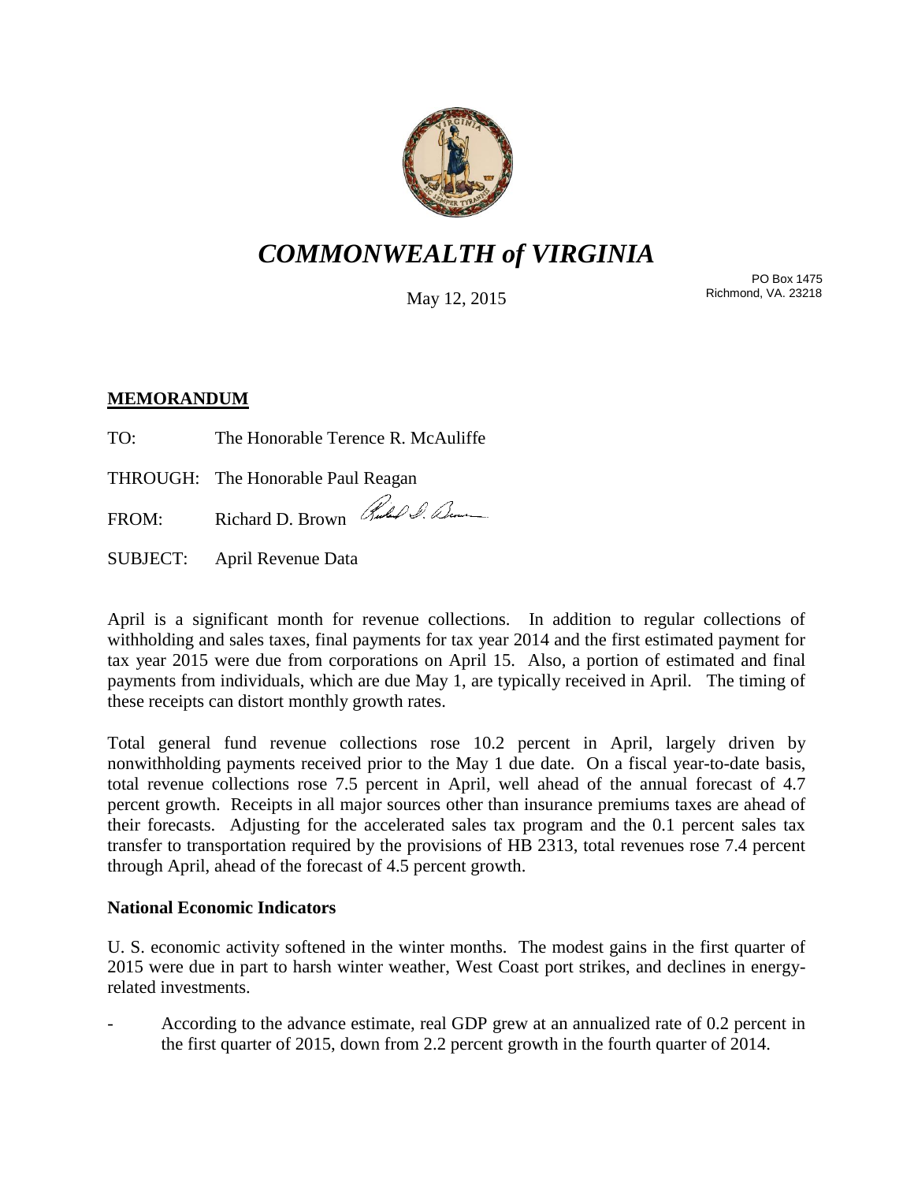# *COMMONWEALTH of VIRGINIA*

May 12, 2015

PO Box 1475
Richmond, VA. 23218

**MEMORANDUM**

TO: The Honorable Terence R. McAuliffe

THROUGH: The Honorable Paul Reagan

FROM: Richard D. Brown

SUBJECT: April Revenue Data

April is a significant month for revenue collections. In addition to regular collections of withholding and sales taxes, final payments for tax year 2014 and the first estimated payment for tax year 2015 were due from corporations on April 15. Also, a portion of estimated and final payments from individuals, which are due May 1, are typically received in April. The timing of these receipts can distort monthly growth rates.

Total general fund revenue collections rose 10.2 percent in April, largely driven by nonwithholding payments received prior to the May 1 due date. On a fiscal year-to-date basis, total revenue collections rose 7.5 percent in April, well ahead of the annual forecast of 4.7 percent growth. Receipts in all major sources other than insurance premiums taxes are ahead of their forecasts. Adjusting for the accelerated sales tax program and the 0.1 percent sales tax transfer to transportation required by the provisions of HB 2313, total revenues rose 7.4 percent through April, ahead of the forecast of 4.5 percent growth.

**National Economic Indicators**

U. S. economic activity softened in the winter months. The modest gains in the first quarter of 2015 were due in part to harsh winter weather, West Coast port strikes, and declines in energy-related investments.

- According to the advance estimate, real GDP grew at an annualized rate of 0.2 percent in the first quarter of 2015, down from 2.2 percent growth in the fourth quarter of 2014.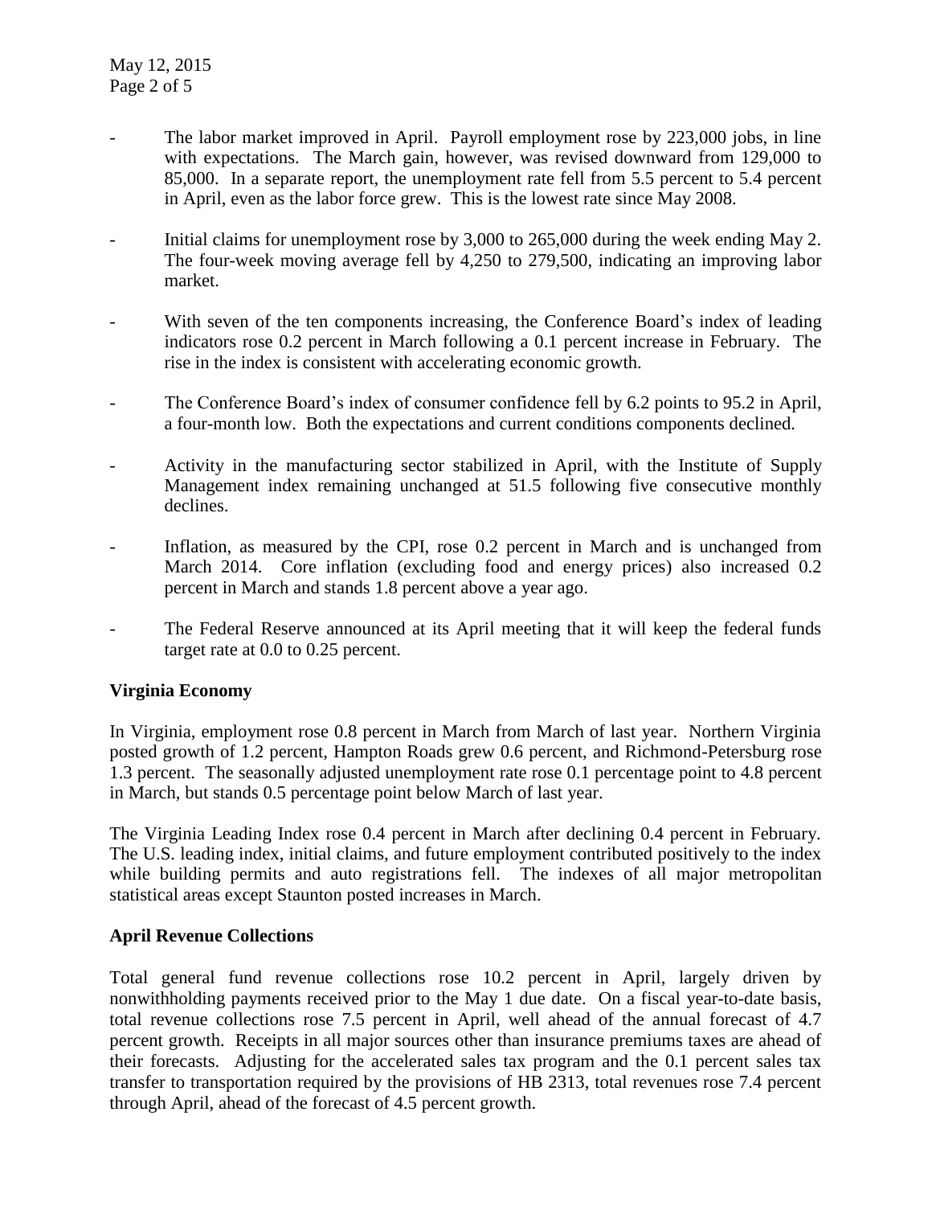- The labor market improved in April. Payroll employment rose by 223,000 jobs, in line with expectations. The March gain, however, was revised downward from 129,000 to 85,000. In a separate report, the unemployment rate fell from 5.5 percent to 5.4 percent in April, even as the labor force grew. This is the lowest rate since May 2008.

- Initial claims for unemployment rose by 3,000 to 265,000 during the week ending May 2. The four-week moving average fell by 4,250 to 279,500, indicating an improving labor market.

- With seven of the ten components increasing, the Conference Board's index of leading indicators rose 0.2 percent in March following a 0.1 percent increase in February. The rise in the index is consistent with accelerating economic growth.

- The Conference Board's index of consumer confidence fell by 6.2 points to 95.2 in April, a four-month low. Both the expectations and current conditions components declined.

- Activity in the manufacturing sector stabilized in April, with the Institute of Supply Management index remaining unchanged at 51.5 following five consecutive monthly declines.

- Inflation, as measured by the CPI, rose 0.2 percent in March and is unchanged from March 2014. Core inflation (excluding food and energy prices) also increased 0.2 percent in March and stands 1.8 percent above a year ago.

- The Federal Reserve announced at its April meeting that it will keep the federal funds target rate at 0.0 to 0.25 percent.

**Virginia Economy**

In Virginia, employment rose 0.8 percent in March from March of last year. Northern Virginia posted growth of 1.2 percent, Hampton Roads grew 0.6 percent, and Richmond-Petersburg rose 1.3 percent. The seasonally adjusted unemployment rate rose 0.1 percentage point to 4.8 percent in March, but stands 0.5 percentage point below March of last year.

The Virginia Leading Index rose 0.4 percent in March after declining 0.4 percent in February. The U.S. leading index, initial claims, and future employment contributed positively to the index while building permits and auto registrations fell. The indexes of all major metropolitan statistical areas except Staunton posted increases in March.

**April Revenue Collections**

Total general fund revenue collections rose 10.2 percent in April, largely driven by nonwithholding payments received prior to the May 1 due date. On a fiscal year-to-date basis, total revenue collections rose 7.5 percent in April, well ahead of the annual forecast of 4.7 percent growth. Receipts in all major sources other than insurance premiums taxes are ahead of their forecasts. Adjusting for the accelerated sales tax program and the 0.1 percent sales tax transfer to transportation required by the provisions of HB 2313, total revenues rose 7.4 percent through April, ahead of the forecast of 4.5 percent growth.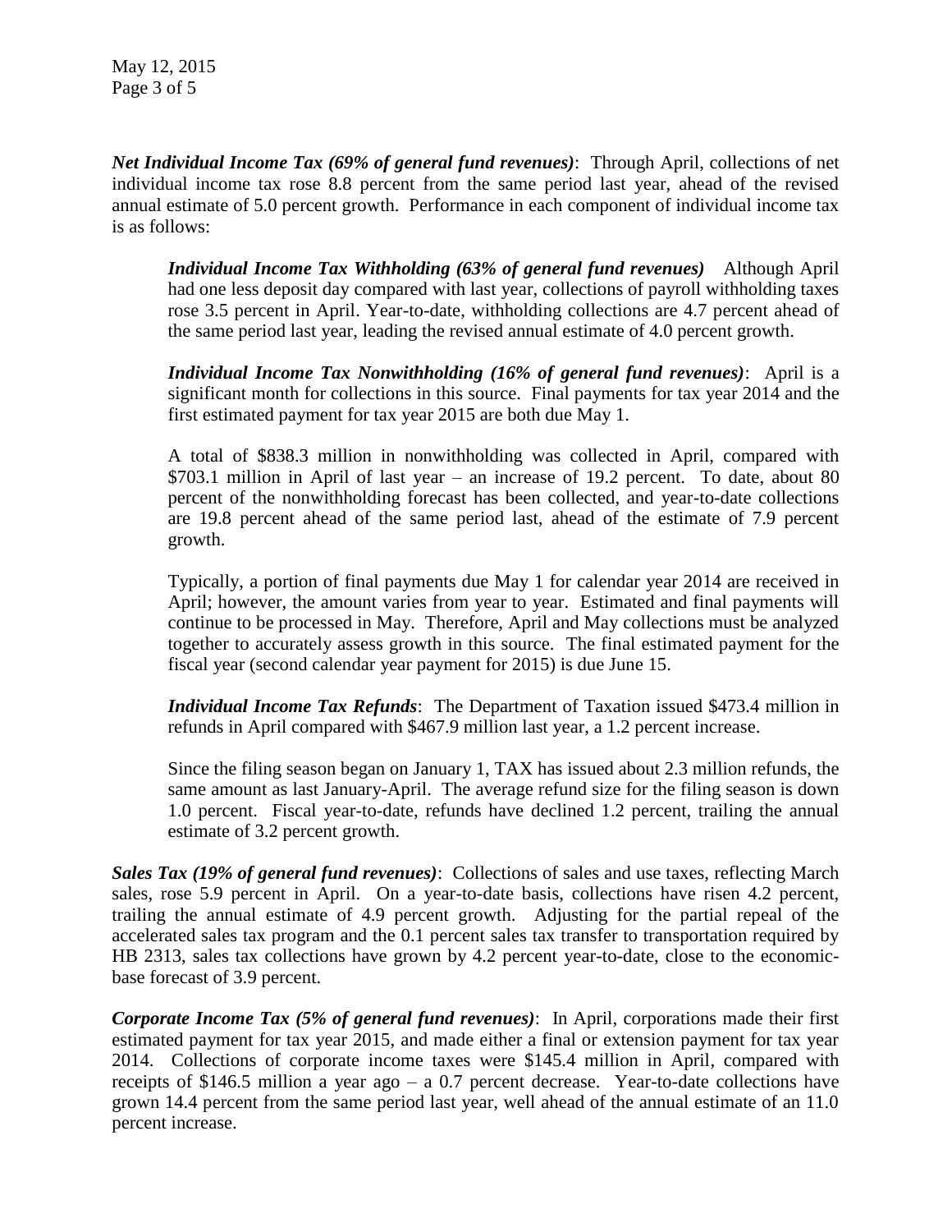***Net Individual Income Tax (69% of general fund revenues)***: Through April, collections of net individual income tax rose 8.8 percent from the same period last year, ahead of the revised annual estimate of 5.0 percent growth. Performance in each component of individual income tax is as follows:

> ***Individual Income Tax Withholding (63% of general fund revenues)*** Although April had one less deposit day compared with last year, collections of payroll withholding taxes rose 3.5 percent in April. Year-to-date, withholding collections are 4.7 percent ahead of the same period last year, leading the revised annual estimate of 4.0 percent growth.
>
> ***Individual Income Tax Nonwithholding (16% of general fund revenues)***: April is a significant month for collections in this source. Final payments for tax year 2014 and the first estimated payment for tax year 2015 are both due May 1.
>
> A total of $838.3 million in nonwithholding was collected in April, compared with $703.1 million in April of last year – an increase of 19.2 percent. To date, about 80 percent of the nonwithholding forecast has been collected, and year-to-date collections are 19.8 percent ahead of the same period last, ahead of the estimate of 7.9 percent growth.
>
> Typically, a portion of final payments due May 1 for calendar year 2014 are received in April; however, the amount varies from year to year. Estimated and final payments will continue to be processed in May. Therefore, April and May collections must be analyzed together to accurately assess growth in this source. The final estimated payment for the fiscal year (second calendar year payment for 2015) is due June 15.
>
> ***Individual Income Tax Refunds***: The Department of Taxation issued $473.4 million in refunds in April compared with $467.9 million last year, a 1.2 percent increase.
>
> Since the filing season began on January 1, TAX has issued about 2.3 million refunds, the same amount as last January-April. The average refund size for the filing season is down 1.0 percent. Fiscal year-to-date, refunds have declined 1.2 percent, trailing the annual estimate of 3.2 percent growth.

***Sales Tax (19% of general fund revenues)***: Collections of sales and use taxes, reflecting March sales, rose 5.9 percent in April. On a year-to-date basis, collections have risen 4.2 percent, trailing the annual estimate of 4.9 percent growth. Adjusting for the partial repeal of the accelerated sales tax program and the 0.1 percent sales tax transfer to transportation required by HB 2313, sales tax collections have grown by 4.2 percent year-to-date, close to the economic-base forecast of 3.9 percent.

***Corporate Income Tax (5% of general fund revenues)***: In April, corporations made their first estimated payment for tax year 2015, and made either a final or extension payment for tax year 2014. Collections of corporate income taxes were $145.4 million in April, compared with receipts of $146.5 million a year ago – a 0.7 percent decrease. Year-to-date collections have grown 14.4 percent from the same period last year, well ahead of the annual estimate of an 11.0 percent increase.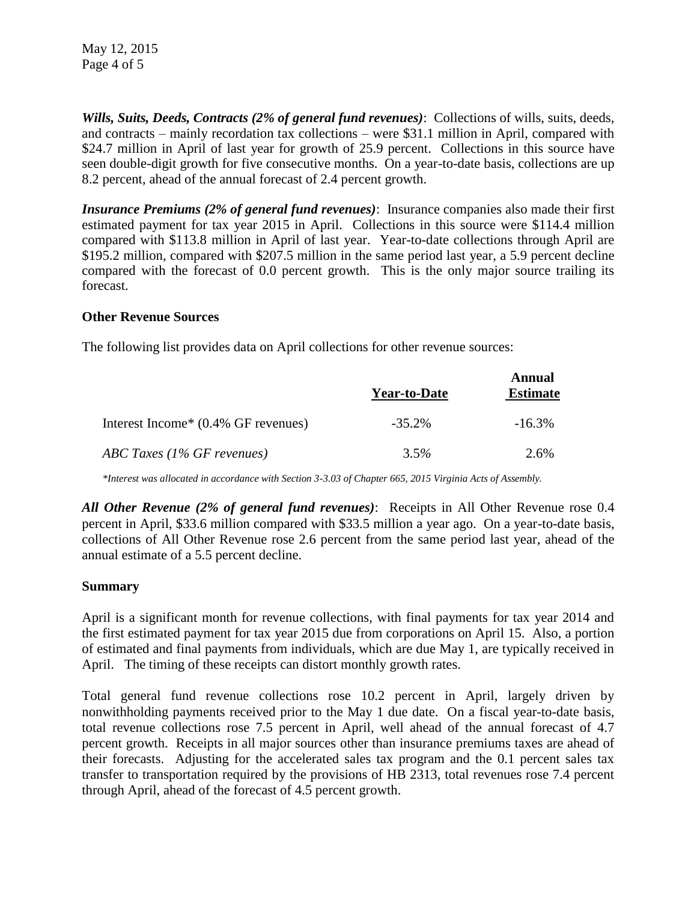***Wills, Suits, Deeds, Contracts (2% of general fund revenues)***: Collections of wills, suits, deeds, and contracts – mainly recordation tax collections – were $31.1 million in April, compared with $24.7 million in April of last year for growth of 25.9 percent. Collections in this source have seen double-digit growth for five consecutive months. On a year-to-date basis, collections are up 8.2 percent, ahead of the annual forecast of 2.4 percent growth.

***Insurance Premiums (2% of general fund revenues)***: Insurance companies also made their first estimated payment for tax year 2015 in April. Collections in this source were $114.4 million compared with $113.8 million in April of last year. Year-to-date collections through April are $195.2 million, compared with $207.5 million in the same period last year, a 5.9 percent decline compared with the forecast of 0.0 percent growth. This is the only major source trailing its forecast.

**Other Revenue Sources**

The following list provides data on April collections for other revenue sources:

| | Year-to-Date | Annual Estimate |
|---|---|---|
| Interest Income* (0.4% GF revenues) | -35.2% | -16.3% |
| *ABC Taxes (1% GF revenues)* | 3.5% | 2.6% |

*\*Interest was allocated in accordance with Section 3-3.03 of Chapter 665, 2015 Virginia Acts of Assembly.*

***All Other Revenue (2% of general fund revenues)***: Receipts in All Other Revenue rose 0.4 percent in April, $33.6 million compared with $33.5 million a year ago. On a year-to-date basis, collections of All Other Revenue rose 2.6 percent from the same period last year, ahead of the annual estimate of a 5.5 percent decline.

**Summary**

April is a significant month for revenue collections, with final payments for tax year 2014 and the first estimated payment for tax year 2015 due from corporations on April 15. Also, a portion of estimated and final payments from individuals, which are due May 1, are typically received in April. The timing of these receipts can distort monthly growth rates.

Total general fund revenue collections rose 10.2 percent in April, largely driven by nonwithholding payments received prior to the May 1 due date. On a fiscal year-to-date basis, total revenue collections rose 7.5 percent in April, well ahead of the annual forecast of 4.7 percent growth. Receipts in all major sources other than insurance premiums taxes are ahead of their forecasts. Adjusting for the accelerated sales tax program and the 0.1 percent sales tax transfer to transportation required by the provisions of HB 2313, total revenues rose 7.4 percent through April, ahead of the forecast of 4.5 percent growth.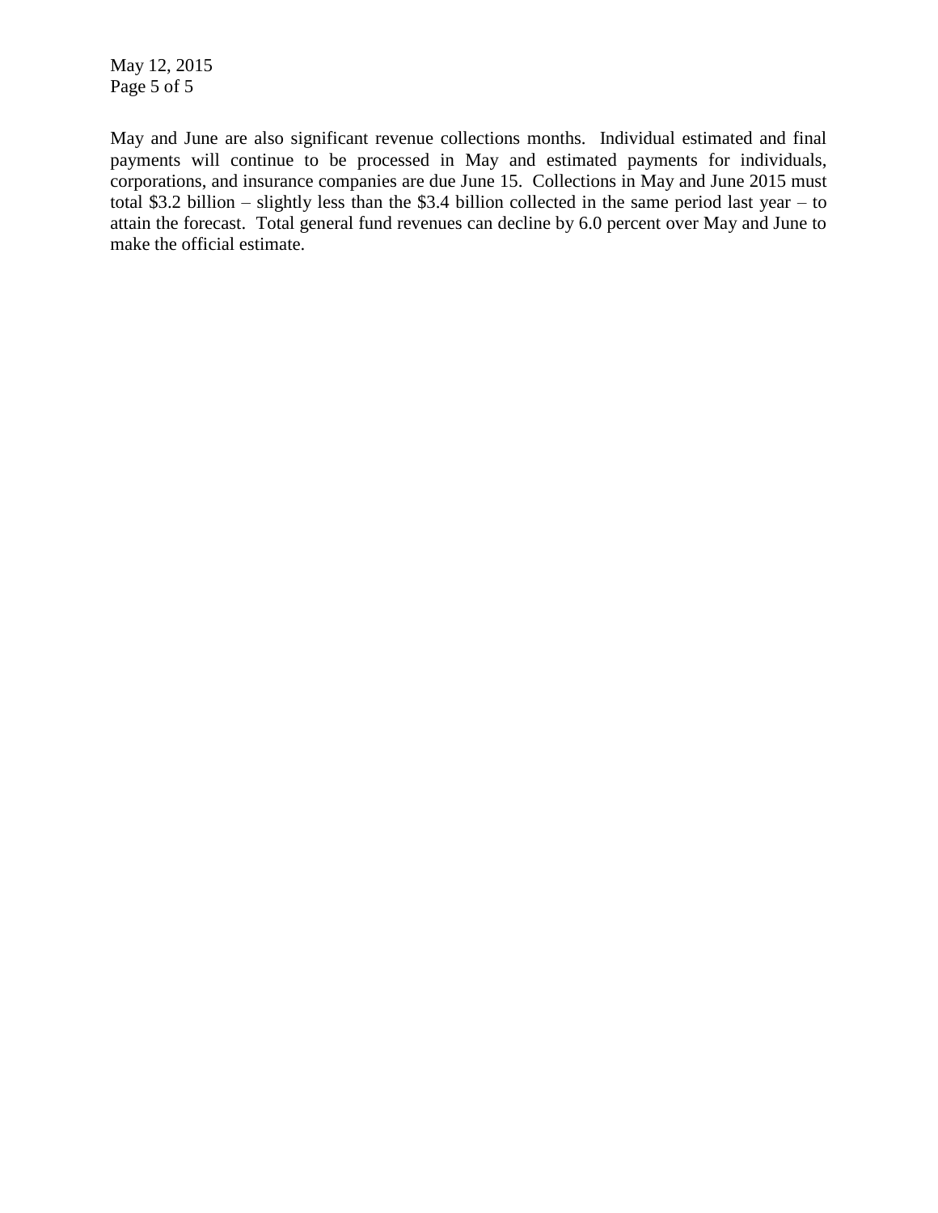May and June are also significant revenue collections months. Individual estimated and final payments will continue to be processed in May and estimated payments for individuals, corporations, and insurance companies are due June 15. Collections in May and June 2015 must total $3.2 billion – slightly less than the $3.4 billion collected in the same period last year – to attain the forecast. Total general fund revenues can decline by 6.0 percent over May and June to make the official estimate.